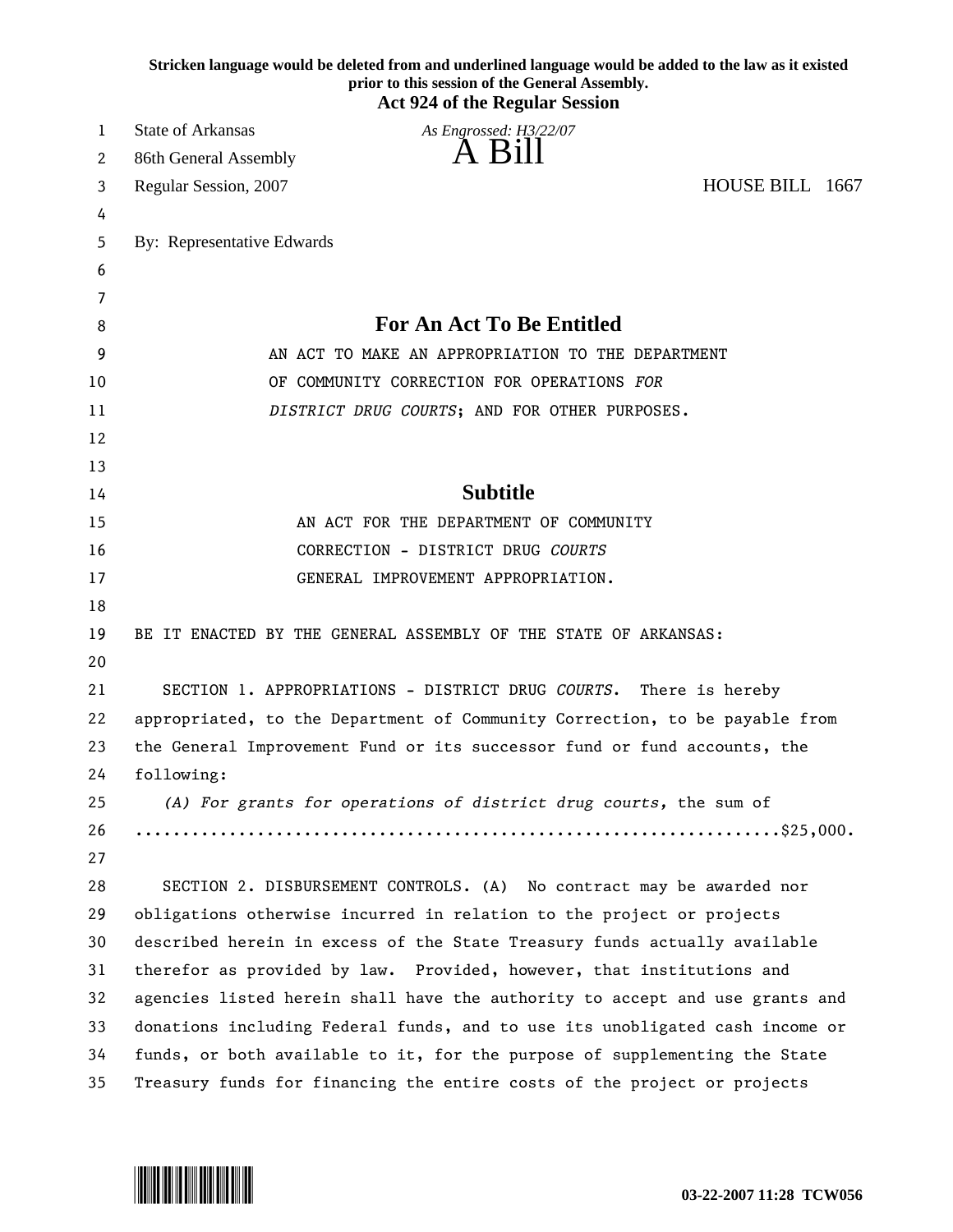**Stricken language would be deleted from and underlined language would be added to the law as it existed prior to this session of the General Assembly.**

**Act 924 of the Regular Session**

State of Arkansas
86th General Assembly
Regular Session, 2007

*As Engrossed: H3/22/07*

# A Bill

HOUSE BILL 1667

By: Representative Edwards

## For An Act To Be Entitled

AN ACT TO MAKE AN APPROPRIATION TO THE DEPARTMENT OF COMMUNITY CORRECTION FOR OPERATIONS *FOR DISTRICT DRUG COURTS*; AND FOR OTHER PURPOSES.

## Subtitle

AN ACT FOR THE DEPARTMENT OF COMMUNITY CORRECTION - DISTRICT DRUG *COURTS* GENERAL IMPROVEMENT APPROPRIATION.

BE IT ENACTED BY THE GENERAL ASSEMBLY OF THE STATE OF ARKANSAS:

SECTION 1. APPROPRIATIONS - DISTRICT DRUG *COURTS*. There is hereby appropriated, to the Department of Community Correction, to be payable from the General Improvement Fund or its successor fund or fund accounts, the following:

*(A) For grants for operations of district drug courts,* the sum of ....................................................................$25,000.

SECTION 2. DISBURSEMENT CONTROLS. (A) No contract may be awarded nor obligations otherwise incurred in relation to the project or projects described herein in excess of the State Treasury funds actually available therefor as provided by law. Provided, however, that institutions and agencies listed herein shall have the authority to accept and use grants and donations including Federal funds, and to use its unobligated cash income or funds, or both available to it, for the purpose of supplementing the State Treasury funds for financing the entire costs of the project or projects

03-22-2007 11:28 TCW056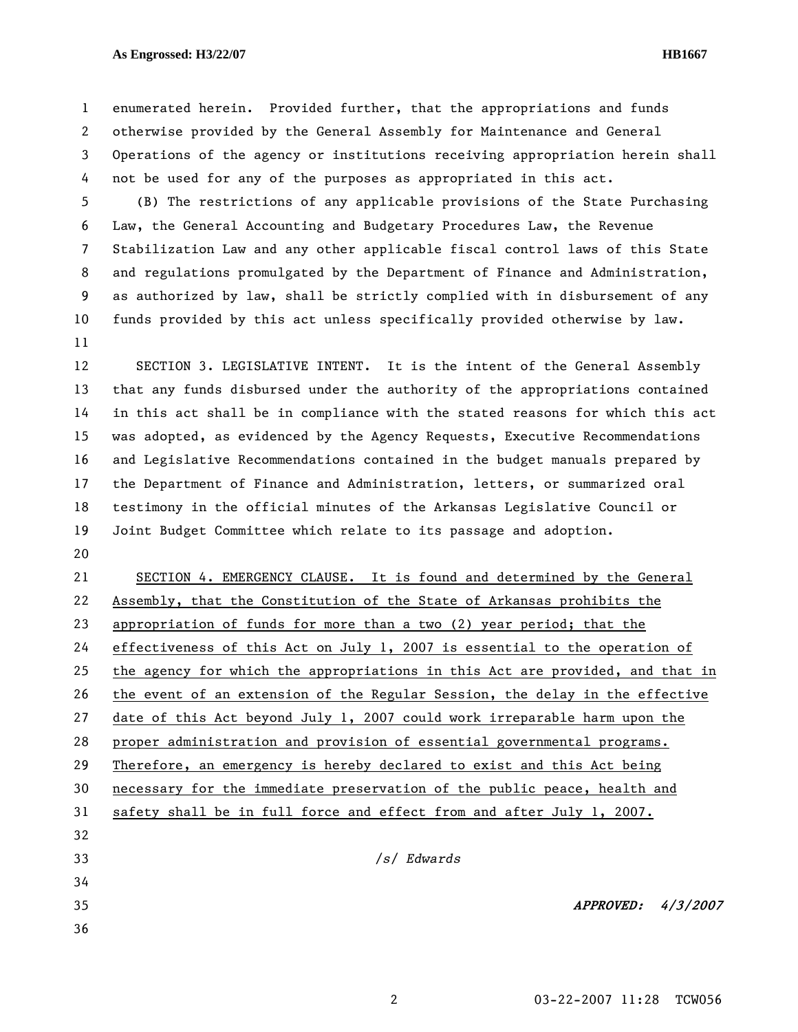enumerated herein. Provided further, that the appropriations and funds otherwise provided by the General Assembly for Maintenance and General Operations of the agency or institutions receiving appropriation herein shall not be used for any of the purposes as appropriated in this act.

(B) The restrictions of any applicable provisions of the State Purchasing Law, the General Accounting and Budgetary Procedures Law, the Revenue Stabilization Law and any other applicable fiscal control laws of this State and regulations promulgated by the Department of Finance and Administration, as authorized by law, shall be strictly complied with in disbursement of any funds provided by this act unless specifically provided otherwise by law.

SECTION 3. LEGISLATIVE INTENT. It is the intent of the General Assembly that any funds disbursed under the authority of the appropriations contained in this act shall be in compliance with the stated reasons for which this act was adopted, as evidenced by the Agency Requests, Executive Recommendations and Legislative Recommendations contained in the budget manuals prepared by the Department of Finance and Administration, letters, or summarized oral testimony in the official minutes of the Arkansas Legislative Council or Joint Budget Committee which relate to its passage and adoption.

SECTION 4. EMERGENCY CLAUSE. It is found and determined by the General Assembly, that the Constitution of the State of Arkansas prohibits the appropriation of funds for more than a two (2) year period; that the effectiveness of this Act on July 1, 2007 is essential to the operation of the agency for which the appropriations in this Act are provided, and that in the event of an extension of the Regular Session, the delay in the effective date of this Act beyond July 1, 2007 could work irreparable harm upon the proper administration and provision of essential governmental programs. Therefore, an emergency is hereby declared to exist and this Act being necessary for the immediate preservation of the public peace, health and safety shall be in full force and effect from and after July 1, 2007.

*/s/ Edwards*

***APPROVED: 4/3/2007***